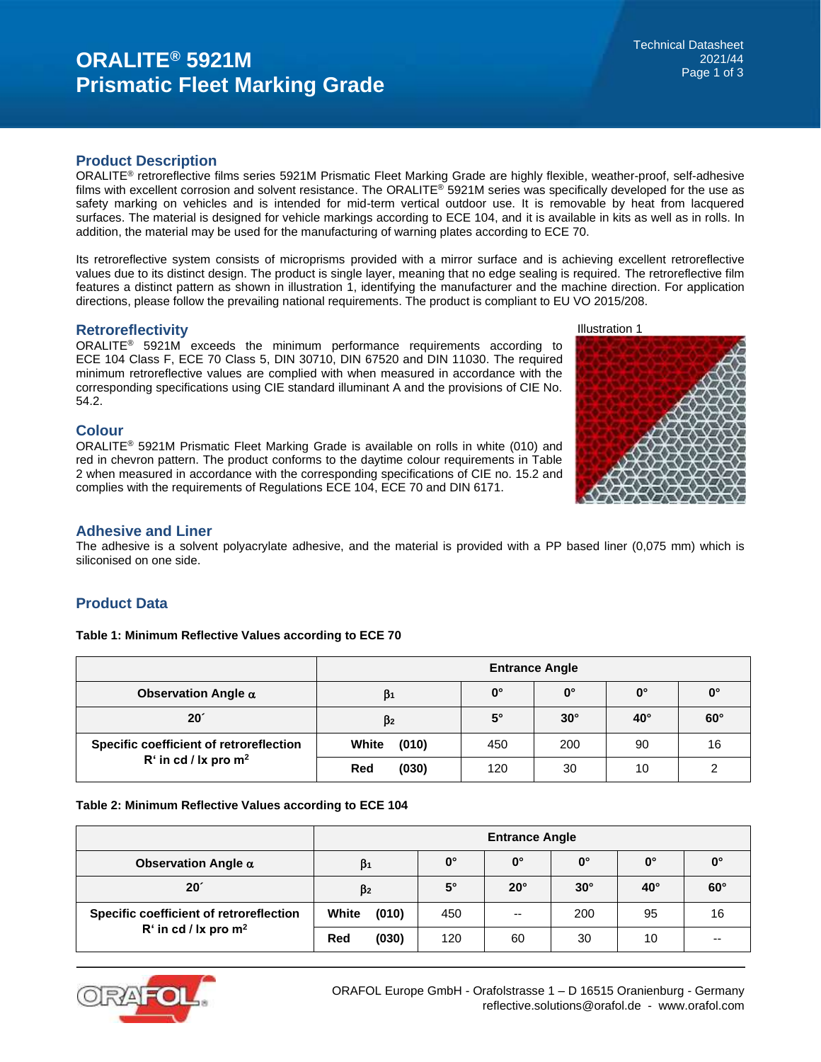# ORALITE® 5921M Prismatic Fleet Marking Grade

Technical Datasheet
2021/44

## Product Description

ORALITE® retroreflective films series 5921M Prismatic Fleet Marking Grade are highly flexible, weather-proof, self-adhesive films with excellent corrosion and solvent resistance. The ORALITE® 5921M series was specifically developed for the use as safety marking on vehicles and is intended for mid-term vertical outdoor use. It is removable by heat from lacquered surfaces. The material is designed for vehicle markings according to ECE 104, and it is available in kits as well as in rolls. In addition, the material may be used for the manufacturing of warning plates according to ECE 70.

Its retroreflective system consists of microprisms provided with a mirror surface and is achieving excellent retroreflective values due to its distinct design. The product is single layer, meaning that no edge sealing is required. The retroreflective film features a distinct pattern as shown in illustration 1, identifying the manufacturer and the machine direction. For application directions, please follow the prevailing national requirements. The product is compliant to EU VO 2015/208.

## Retroreflectivity

ORALITE® 5921M exceeds the minimum performance requirements according to ECE 104 Class F, ECE 70 Class 5, DIN 30710, DIN 67520 and DIN 11030. The required minimum retroreflective values are complied with when measured in accordance with the corresponding specifications using CIE standard illuminant A and the provisions of CIE No. 54.2.

Illustration 1

## Colour

ORALITE® 5921M Prismatic Fleet Marking Grade is available on rolls in white (010) and red in chevron pattern. The product conforms to the daytime colour requirements in Table 2 when measured in accordance with the corresponding specifications of CIE no. 15.2 and complies with the requirements of Regulations ECE 104, ECE 70 and DIN 6171.

## Adhesive and Liner

The adhesive is a solvent polyacrylate adhesive, and the material is provided with a PP based liner (0,075 mm) which is siliconised on one side.

## Product Data

**Table 1: Minimum Reflective Values according to ECE 70**

| | Entrance Angle | | | | |
|---|---|---|---|---|---|
| **Observation Angle α** | $\beta_1$ | **0°** | **0°** | **0°** | **0°** |
| **20´** | $\beta_2$ | **5°** | **30°** | **40°** | **60°** |
| **Specific coefficient of retroreflection R‘ in cd / lx pro m²** | **White (010)** | 450 | 200 | 90 | 16 |
| | **Red (030)** | 120 | 30 | 10 | 2 |

**Table 2: Minimum Reflective Values according to ECE 104**

| | Entrance Angle | | | | | |
|---|---|---|---|---|---|---|
| **Observation Angle α** | $\beta_1$ | **0°** | **0°** | **0°** | **0°** | **0°** |
| **20´** | $\beta_2$ | **5°** | **20°** | **30°** | **40°** | **60°** |
| **Specific coefficient of retroreflection R‘ in cd / lx pro m²** | **White (010)** | 450 | -- | 200 | 95 | 16 |
| | **Red (030)** | 120 | 60 | 30 | 10 | -- |

ORAFOL Europe GmbH - Orafolstrasse 1 – D 16515 Oranienburg - Germany
reflective.solutions@orafol.de - www.orafol.com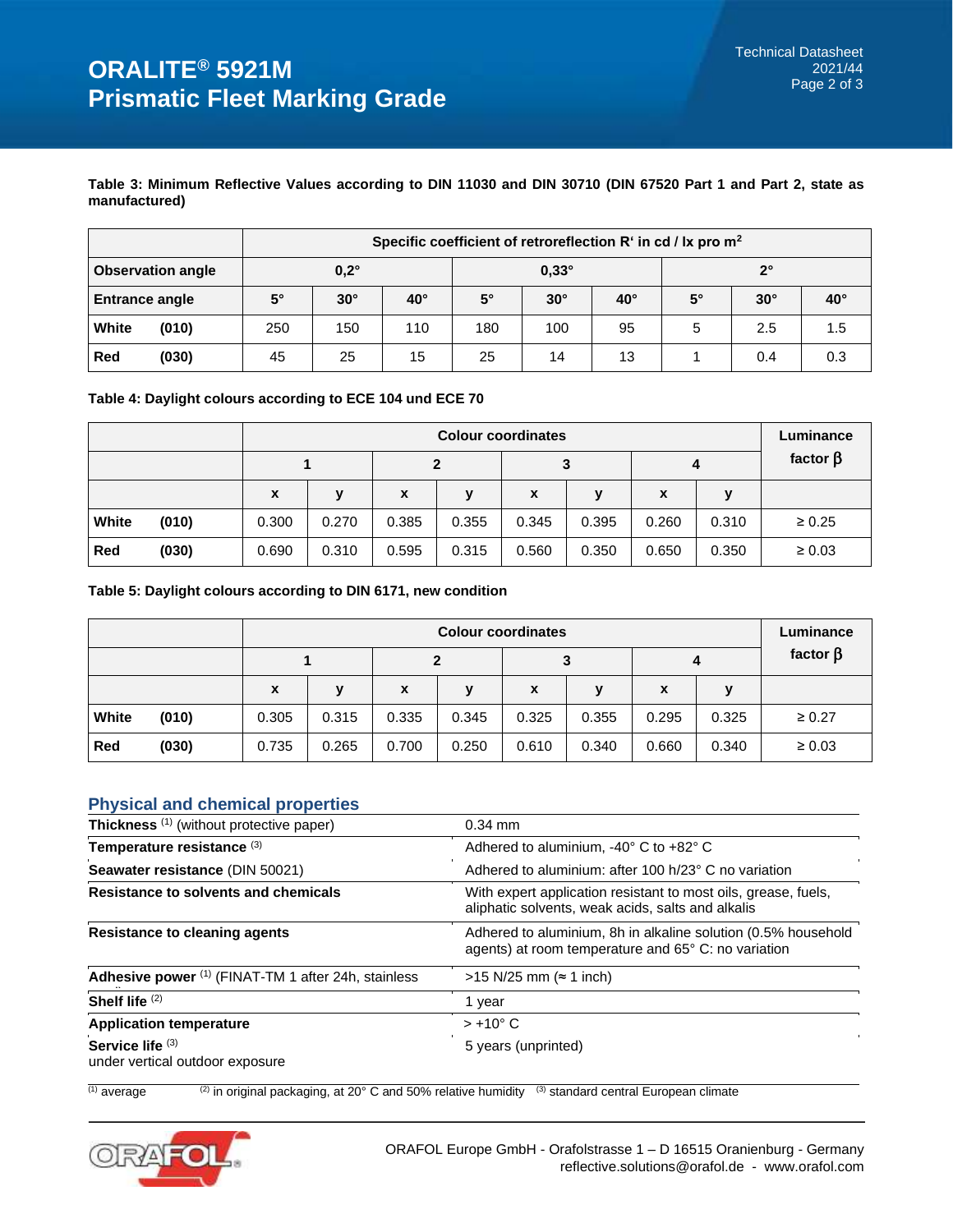**Table 3: Minimum Reflective Values according to DIN 11030 and DIN 30710 (DIN 67520 Part 1 and Part 2, state as manufactured)**

| | Specific coefficient of retroreflection R' in cd / lx pro m² | | | | | | | | |
|---|---|---|---|---|---|---|---|---|---|
| **Observation angle** | 0,2° | | | 0,33° | | | 2° | | |
| **Entrance angle** | 5° | 30° | 40° | 5° | 30° | 40° | 5° | 30° | 40° |
| **White (010)** | 250 | 150 | 110 | 180 | 100 | 95 | 5 | 2.5 | 1.5 |
| **Red (030)** | 45 | 25 | 15 | 25 | 14 | 13 | 1 | 0.4 | 0.3 |

**Table 4: Daylight colours according to ECE 104 und ECE 70**

| | Colour coordinates | | | | | | | | Luminance factor β |
|---|---|---|---|---|---|---|---|---|---|
| | 1 | | 2 | | 3 | | 4 | | |
| | x | y | x | y | x | y | x | y | |
| **White (010)** | 0.300 | 0.270 | 0.385 | 0.355 | 0.345 | 0.395 | 0.260 | 0.310 | ≥ 0.25 |
| **Red (030)** | 0.690 | 0.310 | 0.595 | 0.315 | 0.560 | 0.350 | 0.650 | 0.350 | ≥ 0.03 |

**Table 5: Daylight colours according to DIN 6171, new condition**

| | Colour coordinates | | | | | | | | Luminance factor β |
|---|---|---|---|---|---|---|---|---|---|
| | 1 | | 2 | | 3 | | 4 | | |
| | x | y | x | y | x | y | x | y | |
| **White (010)** | 0.305 | 0.315 | 0.335 | 0.345 | 0.325 | 0.355 | 0.295 | 0.325 | ≥ 0.27 |
| **Red (030)** | 0.735 | 0.265 | 0.700 | 0.250 | 0.610 | 0.340 | 0.660 | 0.340 | ≥ 0.03 |

## Physical and chemical properties

| | |
|---|---|
| **Thickness** (1) (without protective paper) | 0.34 mm |
| **Temperature resistance** (3) | Adhered to aluminium, -40° C to +82° C |
| **Seawater resistance** (DIN 50021) | Adhered to aluminium: after 100 h/23° C no variation |
| **Resistance to solvents and chemicals** | With expert application resistant to most oils, grease, fuels, aliphatic solvents, weak acids, salts and alkalis |
| **Resistance to cleaning agents** | Adhered to aluminium, 8h in alkaline solution (0.5% household agents) at room temperature and 65° C: no variation |
| **Adhesive power** (1) (FINAT-TM 1 after 24h, stainless | >15 N/25 mm (≈ 1 inch) |
| **Shelf life** (2) | 1 year |
| **Application temperature** | > +10° C |
| **Service life** (3) under vertical outdoor exposure | 5 years (unprinted) |

(1) average (2) in original packaging, at 20° C and 50% relative humidity (3) standard central European climate

ORAFOL Europe GmbH - Orafolstrasse 1 – D 16515 Oranienburg - Germany
reflective.solutions@orafol.de - www.orafol.com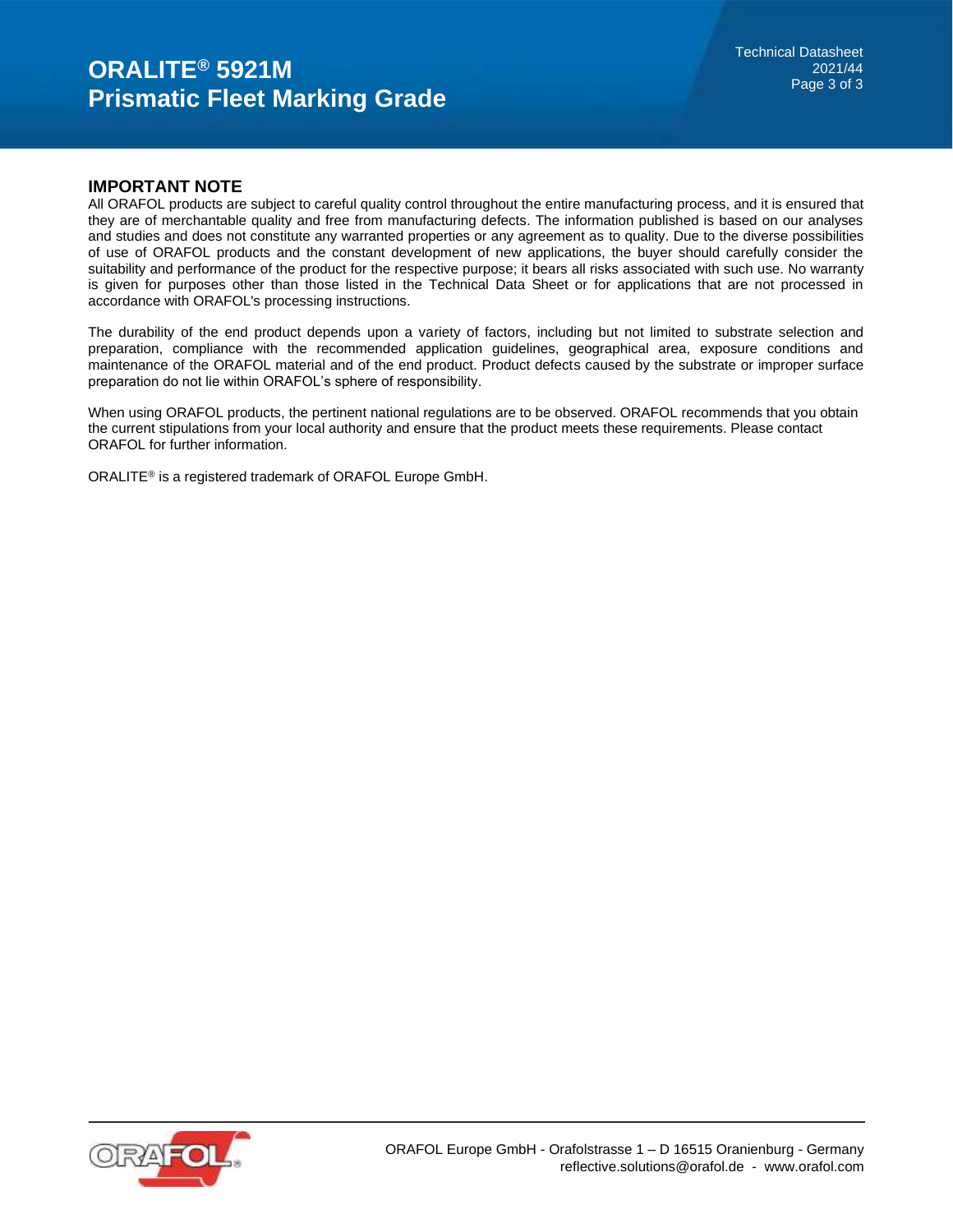## IMPORTANT NOTE

All ORAFOL products are subject to careful quality control throughout the entire manufacturing process, and it is ensured that they are of merchantable quality and free from manufacturing defects. The information published is based on our analyses and studies and does not constitute any warranted properties or any agreement as to quality. Due to the diverse possibilities of use of ORAFOL products and the constant development of new applications, the buyer should carefully consider the suitability and performance of the product for the respective purpose; it bears all risks associated with such use. No warranty is given for purposes other than those listed in the Technical Data Sheet or for applications that are not processed in accordance with ORAFOL's processing instructions.

The durability of the end product depends upon a variety of factors, including but not limited to substrate selection and preparation, compliance with the recommended application guidelines, geographical area, exposure conditions and maintenance of the ORAFOL material and of the end product. Product defects caused by the substrate or improper surface preparation do not lie within ORAFOL's sphere of responsibility.

When using ORAFOL products, the pertinent national regulations are to be observed. ORAFOL recommends that you obtain the current stipulations from your local authority and ensure that the product meets these requirements. Please contact ORAFOL for further information.

ORALITE® is a registered trademark of ORAFOL Europe GmbH.

ORAFOL Europe GmbH - Orafolstrasse 1 – D 16515 Oranienburg - Germany
reflective.solutions@orafol.de - www.orafol.com